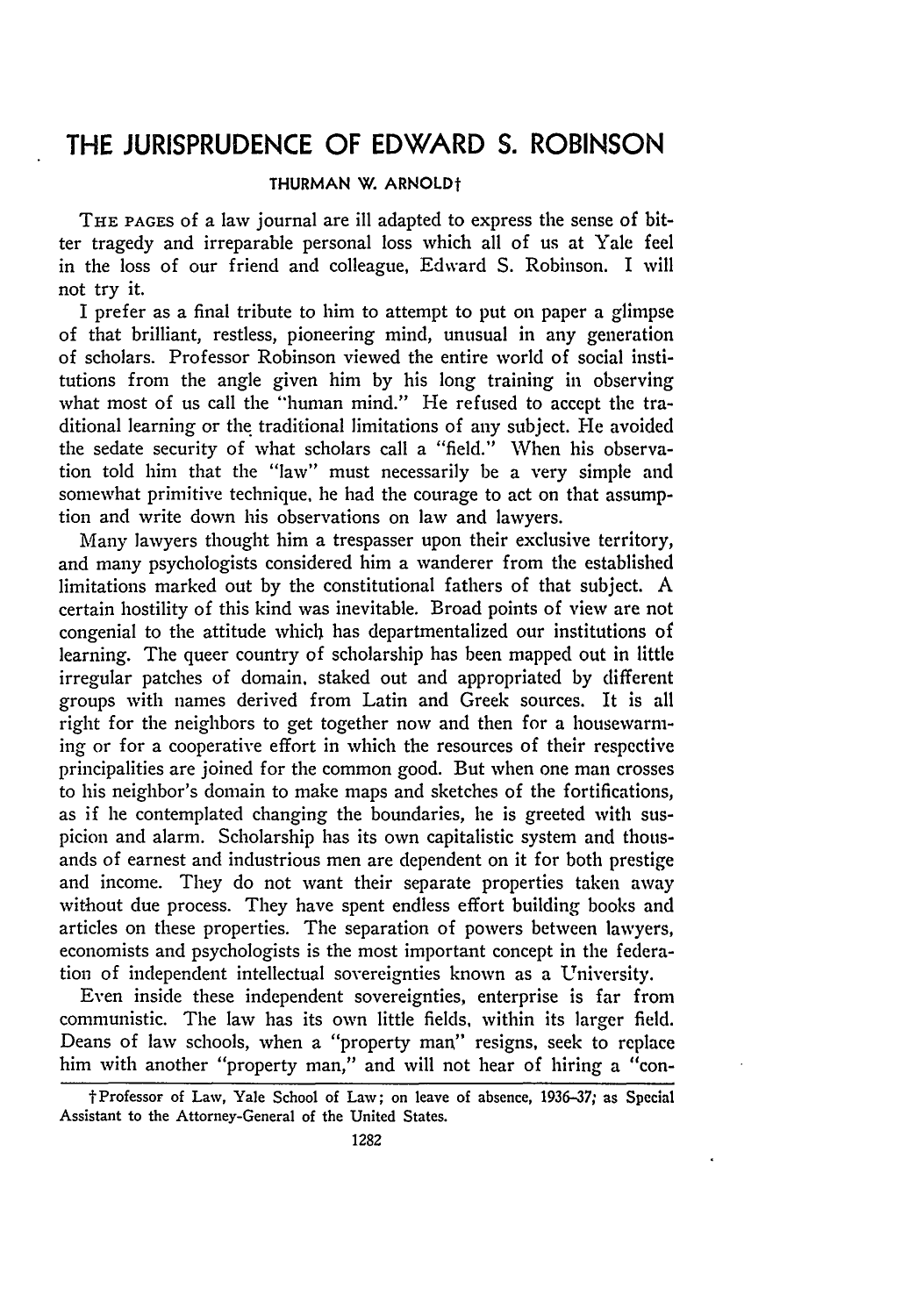# THE JURISPRUDENCE OF EDWARD S. ROBINSON

THURMAN W. ARNOLD†

THE PAGES of a law journal are ill adapted to express the sense of bitter tragedy and irreparable personal loss which all of us at Yale feel in the loss of our friend and colleague, Edward S. Robinson. I will not try it.

I prefer as a final tribute to him to attempt to put on paper a glimpse of that brilliant, restless, pioneering mind, unusual in any generation of scholars. Professor Robinson viewed the entire world of social institutions from the angle given him by his long training in observing what most of us call the "human mind." He refused to accept the traditional learning or the traditional limitations of any subject. He avoided the sedate security of what scholars call a "field." When his observation told him that the "law" must necessarily be a very simple and somewhat primitive technique, he had the courage to act on that assumption and write down his observations on law and lawyers.

Many lawyers thought him a trespasser upon their exclusive territory, and many psychologists considered him a wanderer from the established limitations marked out by the constitutional fathers of that subject. A certain hostility of this kind was inevitable. Broad points of view are not congenial to the attitude which has departmentalized our institutions of learning. The queer country of scholarship has been mapped out in little irregular patches of domain, staked out and appropriated by different groups with names derived from Latin and Greek sources. It is all right for the neighbors to get together now and then for a housewarming or for a cooperative effort in which the resources of their respective principalities are joined for the common good. But when one man crosses to his neighbor's domain to make maps and sketches of the fortifications, as if he contemplated changing the boundaries, he is greeted with suspicion and alarm. Scholarship has its own capitalistic system and thousands of earnest and industrious men are dependent on it for both prestige and income. They do not want their separate properties taken away without due process. They have spent endless effort building books and articles on these properties. The separation of powers between lawyers, economists and psychologists is the most important concept in the federation of independent intellectual sovereignties known as a University.

Even inside these independent sovereignties, enterprise is far from communistic. The law has its own little fields, within its larger field. Deans of law schools, when a "property man" resigns, seek to replace him with another "property man," and will not hear of hiring a "con-

†Professor of Law, Yale School of Law; on leave of absence, 1936–37; as Special Assistant to the Attorney-General of the United States.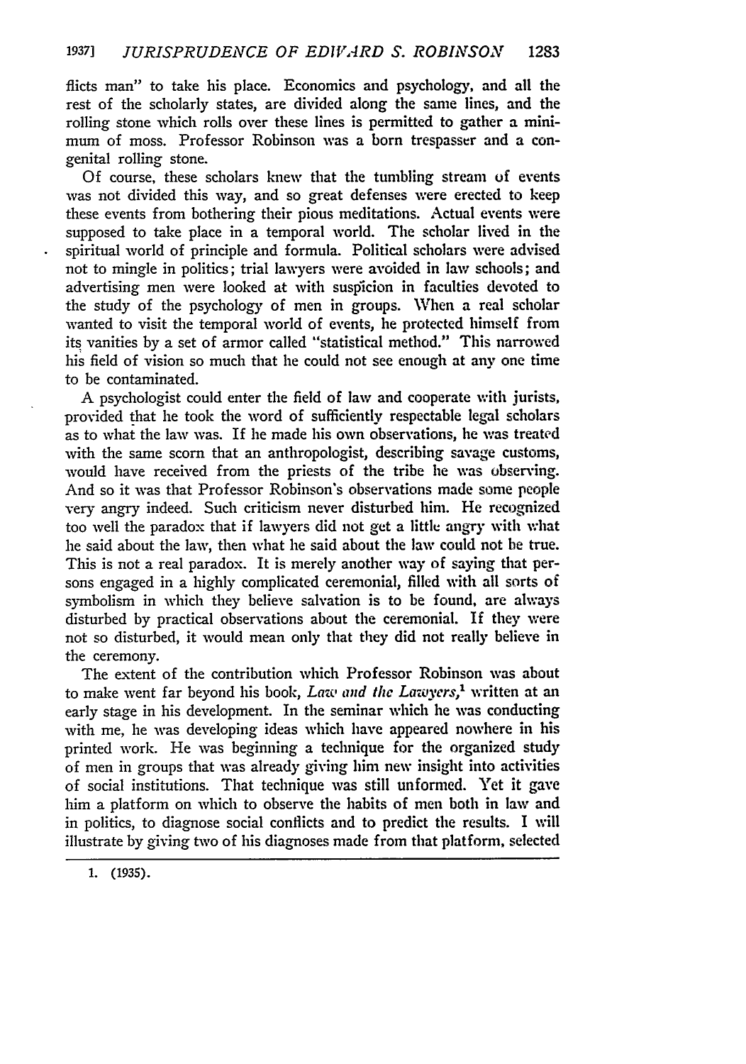flicts man" to take his place. Economics and psychology, and all the rest of the scholarly states, are divided along the same lines, and the rolling stone which rolls over these lines is permitted to gather a minimum of moss. Professor Robinson was a born trespasser and a congenital rolling stone.

Of course, these scholars knew that the tumbling stream of events was not divided this way, and so great defenses were erected to keep these events from bothering their pious meditations. Actual events were supposed to take place in a temporal world. The scholar lived in the spiritual world of principle and formula. Political scholars were advised not to mingle in politics; trial lawyers were avoided in law schools; and advertising men were looked at with suspicion in faculties devoted to the study of the psychology of men in groups. When a real scholar wanted to visit the temporal world of events, he protected himself from its vanities by a set of armor called "statistical method." This narrowed his field of vision so much that he could not see enough at any one time to be contaminated.

A psychologist could enter the field of law and cooperate with jurists, provided that he took the word of sufficiently respectable legal scholars as to what the law was. If he made his own observations, he was treated with the same scorn that an anthropologist, describing savage customs, would have received from the priests of the tribe he was observing. And so it was that Professor Robinson's observations made some people very angry indeed. Such criticism never disturbed him. He recognized too well the paradox that if lawyers did not get a little angry with what he said about the law, then what he said about the law could not be true. This is not a real paradox. It is merely another way of saying that persons engaged in a highly complicated ceremonial, filled with all sorts of symbolism in which they believe salvation is to be found, are always disturbed by practical observations about the ceremonial. If they were not so disturbed, it would mean only that they did not really believe in the ceremony.

The extent of the contribution which Professor Robinson was about to make went far beyond his book, *Law and the Lawyers*,[1] written at an early stage in his development. In the seminar which he was conducting with me, he was developing ideas which have appeared nowhere in his printed work. He was beginning a technique for the organized study of men in groups that was already giving him new insight into activities of social institutions. That technique was still unformed. Yet it gave him a platform on which to observe the habits of men both in law and in politics, to diagnose social conflicts and to predict the results. I will illustrate by giving two of his diagnoses made from that platform, selected

1. (1935).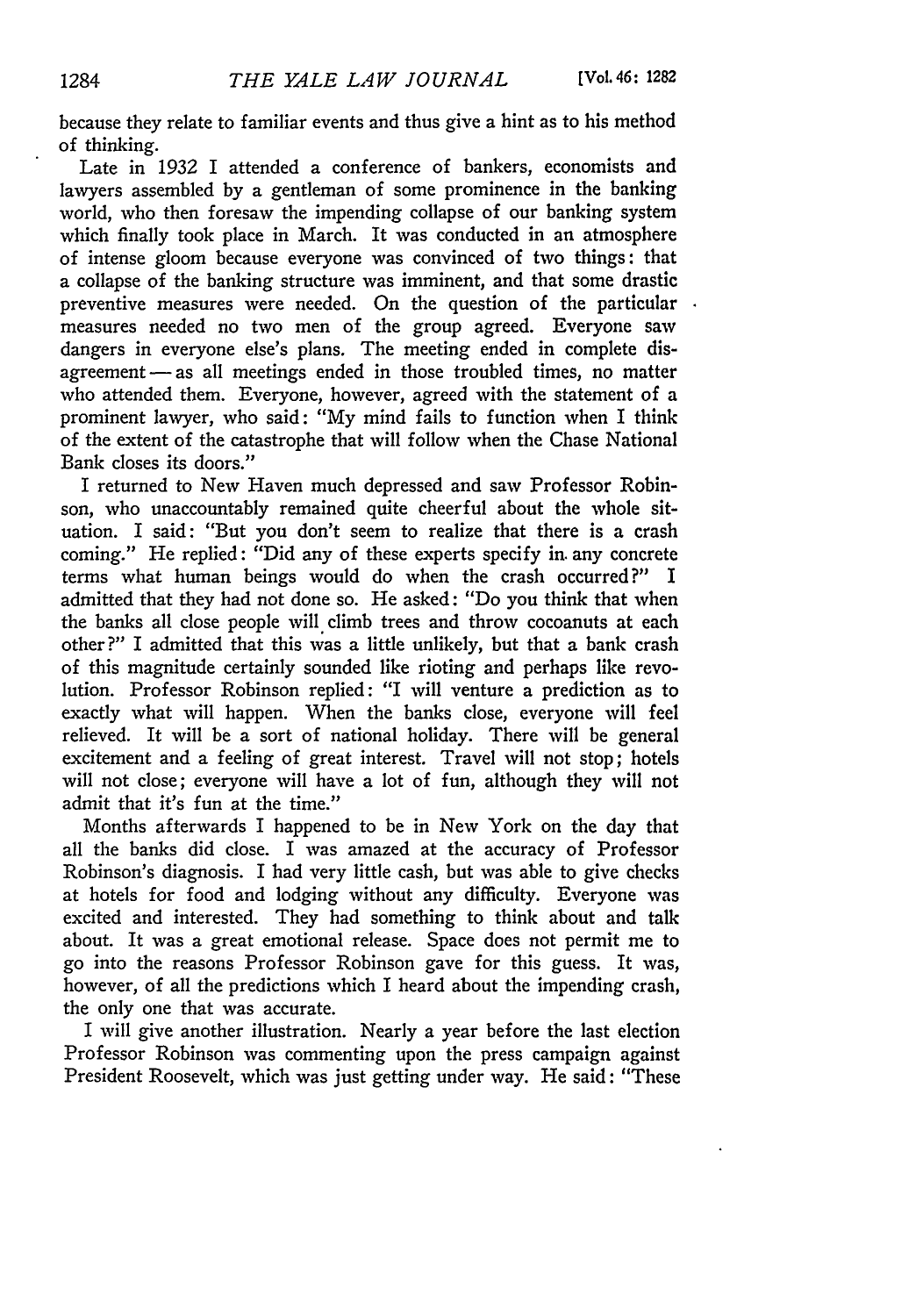because they relate to familiar events and thus give a hint as to his method of thinking.

Late in 1932 I attended a conference of bankers, economists and lawyers assembled by a gentleman of some prominence in the banking world, who then foresaw the impending collapse of our banking system which finally took place in March. It was conducted in an atmosphere of intense gloom because everyone was convinced of two things: that a collapse of the banking structure was imminent, and that some drastic preventive measures were needed. On the question of the particular measures needed no two men of the group agreed. Everyone saw dangers in everyone else's plans. The meeting ended in complete disagreement — as all meetings ended in those troubled times, no matter who attended them. Everyone, however, agreed with the statement of a prominent lawyer, who said: "My mind fails to function when I think of the extent of the catastrophe that will follow when the Chase National Bank closes its doors."

I returned to New Haven much depressed and saw Professor Robinson, who unaccountably remained quite cheerful about the whole situation. I said: "But you don't seem to realize that there is a crash coming." He replied: "Did any of these experts specify in any concrete terms what human beings would do when the crash occurred?" I admitted that they had not done so. He asked: "Do you think that when the banks all close people will climb trees and throw cocoanuts at each other?" I admitted that this was a little unlikely, but that a bank crash of this magnitude certainly sounded like rioting and perhaps like revolution. Professor Robinson replied: "I will venture a prediction as to exactly what will happen. When the banks close, everyone will feel relieved. It will be a sort of national holiday. There will be general excitement and a feeling of great interest. Travel will not stop; hotels will not close; everyone will have a lot of fun, although they will not admit that it's fun at the time."

Months afterwards I happened to be in New York on the day that all the banks did close. I was amazed at the accuracy of Professor Robinson's diagnosis. I had very little cash, but was able to give checks at hotels for food and lodging without any difficulty. Everyone was excited and interested. They had something to think about and talk about. It was a great emotional release. Space does not permit me to go into the reasons Professor Robinson gave for this guess. It was, however, of all the predictions which I heard about the impending crash, the only one that was accurate.

I will give another illustration. Nearly a year before the last election Professor Robinson was commenting upon the press campaign against President Roosevelt, which was just getting under way. He said: "These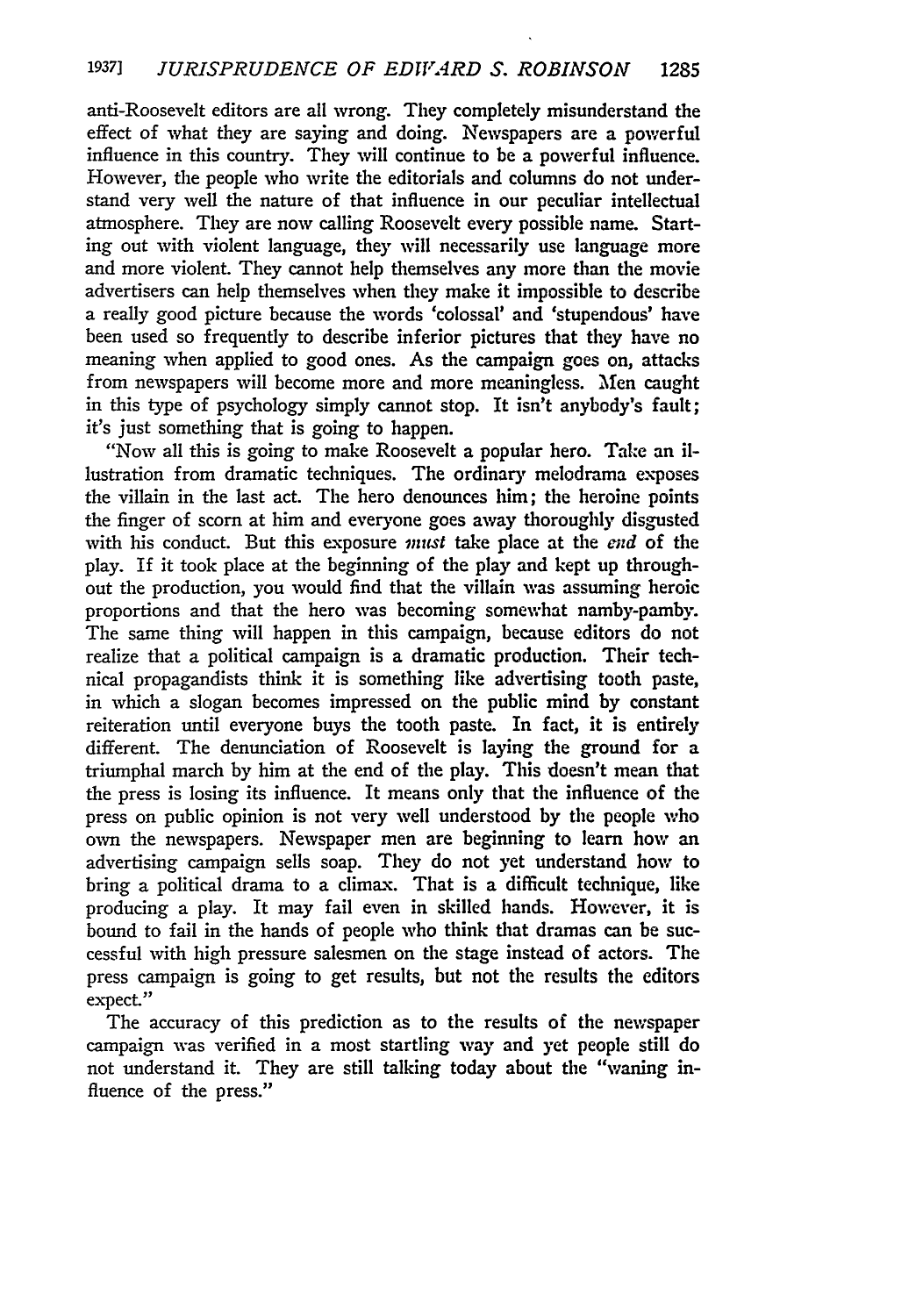anti-Roosevelt editors are all wrong. They completely misunderstand the effect of what they are saying and doing. Newspapers are a powerful influence in this country. They will continue to be a powerful influence. However, the people who write the editorials and columns do not understand very well the nature of that influence in our peculiar intellectual atmosphere. They are now calling Roosevelt every possible name. Starting out with violent language, they will necessarily use language more and more violent. They cannot help themselves any more than the movie advertisers can help themselves when they make it impossible to describe a really good picture because the words 'colossal' and 'stupendous' have been used so frequently to describe inferior pictures that they have no meaning when applied to good ones. As the campaign goes on, attacks from newspapers will become more and more meaningless. Men caught in this type of psychology simply cannot stop. It isn't anybody's fault; it's just something that is going to happen.

"Now all this is going to make Roosevelt a popular hero. Take an illustration from dramatic techniques. The ordinary melodrama exposes the villain in the last act. The hero denounces him; the heroine points the finger of scorn at him and everyone goes away thoroughly disgusted with his conduct. But this exposure *must* take place at the *end* of the play. If it took place at the beginning of the play and kept up throughout the production, you would find that the villain was assuming heroic proportions and that the hero was becoming somewhat namby-pamby. The same thing will happen in this campaign, because editors do not realize that a political campaign is a dramatic production. Their technical propagandists think it is something like advertising tooth paste, in which a slogan becomes impressed on the public mind by constant reiteration until everyone buys the tooth paste. In fact, it is entirely different. The denunciation of Roosevelt is laying the ground for a triumphal march by him at the end of the play. This doesn't mean that the press is losing its influence. It means only that the influence of the press on public opinion is not very well understood by the people who own the newspapers. Newspaper men are beginning to learn how an advertising campaign sells soap. They do not yet understand how to bring a political drama to a climax. That is a difficult technique, like producing a play. It may fail even in skilled hands. However, it is bound to fail in the hands of people who think that dramas can be successful with high pressure salesmen on the stage instead of actors. The press campaign is going to get results, but not the results the editors expect."

The accuracy of this prediction as to the results of the newspaper campaign was verified in a most startling way and yet people still do not understand it. They are still talking today about the "waning influence of the press."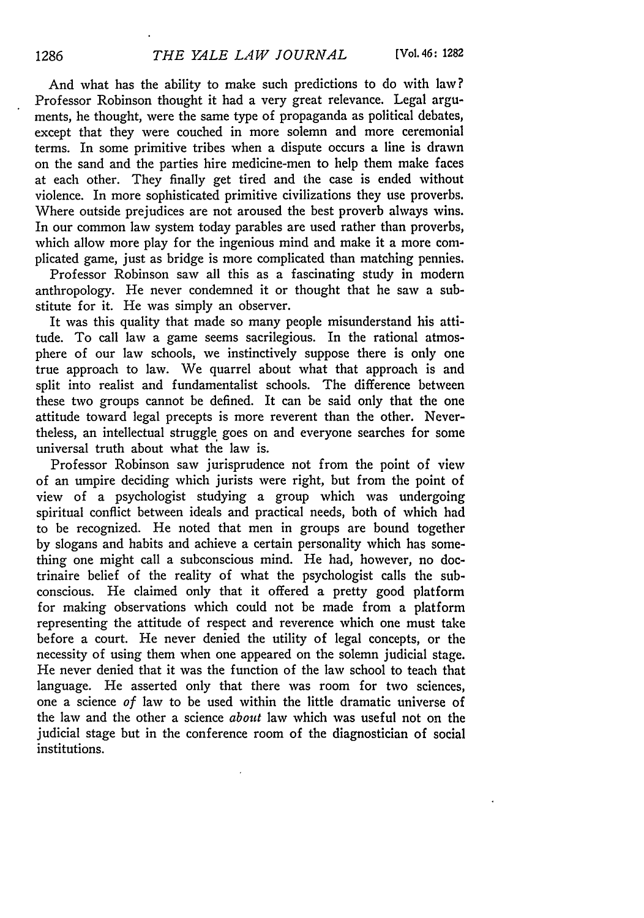And what has the ability to make such predictions to do with law? Professor Robinson thought it had a very great relevance. Legal arguments, he thought, were the same type of propaganda as political debates, except that they were couched in more solemn and more ceremonial terms. In some primitive tribes when a dispute occurs a line is drawn on the sand and the parties hire medicine-men to help them make faces at each other. They finally get tired and the case is ended without violence. In more sophisticated primitive civilizations they use proverbs. Where outside prejudices are not aroused the best proverb always wins. In our common law system today parables are used rather than proverbs, which allow more play for the ingenious mind and make it a more complicated game, just as bridge is more complicated than matching pennies.

Professor Robinson saw all this as a fascinating study in modern anthropology. He never condemned it or thought that he saw a substitute for it. He was simply an observer.

It was this quality that made so many people misunderstand his attitude. To call law a game seems sacrilegious. In the rational atmosphere of our law schools, we instinctively suppose there is only one true approach to law. We quarrel about what that approach is and split into realist and fundamentalist schools. The difference between these two groups cannot be defined. It can be said only that the one attitude toward legal precepts is more reverent than the other. Nevertheless, an intellectual struggle goes on and everyone searches for some universal truth about what the law is.

Professor Robinson saw jurisprudence not from the point of view of an umpire deciding which jurists were right, but from the point of view of a psychologist studying a group which was undergoing spiritual conflict between ideals and practical needs, both of which had to be recognized. He noted that men in groups are bound together by slogans and habits and achieve a certain personality which has something one might call a subconscious mind. He had, however, no doctrinaire belief of the reality of what the psychologist calls the subconscious. He claimed only that it offered a pretty good platform for making observations which could not be made from a platform representing the attitude of respect and reverence which one must take before a court. He never denied the utility of legal concepts, or the necessity of using them when one appeared on the solemn judicial stage. He never denied that it was the function of the law school to teach that language. He asserted only that there was room for two sciences, one a science *of* law to be used within the little dramatic universe of the law and the other a science *about* law which was useful not on the judicial stage but in the conference room of the diagnostician of social institutions.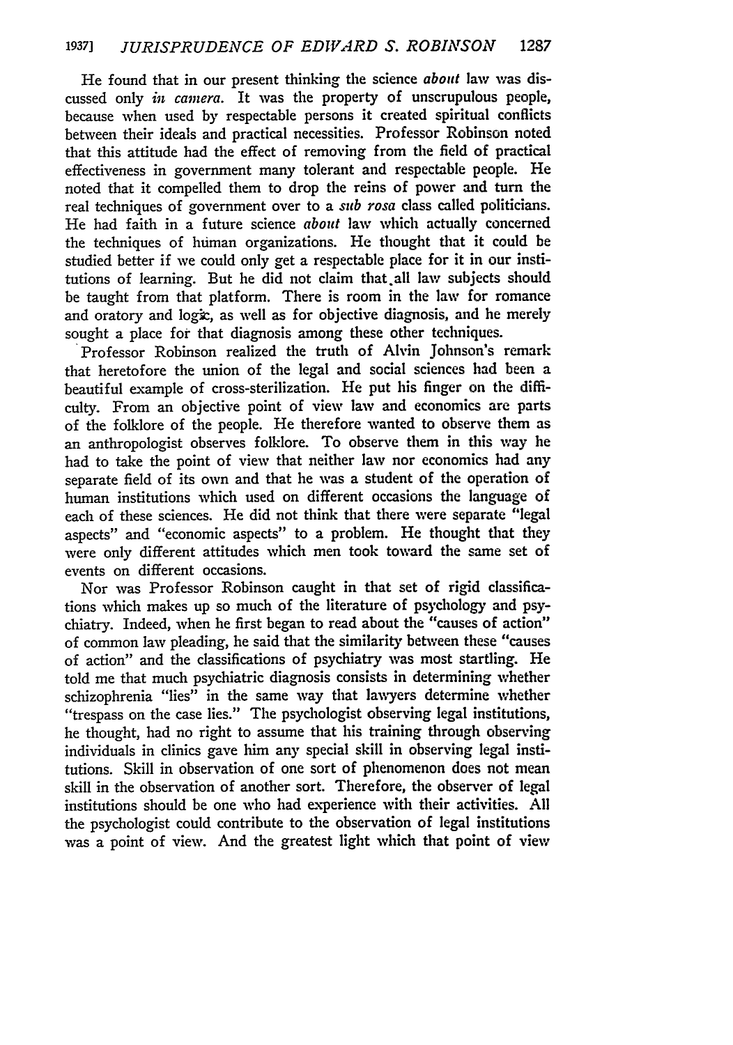He found that in our present thinking the science *about* law was discussed only *in camera*. It was the property of unscrupulous people, because when used by respectable persons it created spiritual conflicts between their ideals and practical necessities. Professor Robinson noted that this attitude had the effect of removing from the field of practical effectiveness in government many tolerant and respectable people. He noted that it compelled them to drop the reins of power and turn the real techniques of government over to a *sub rosa* class called politicians. He had faith in a future science *about* law which actually concerned the techniques of human organizations. He thought that it could be studied better if we could only get a respectable place for it in our institutions of learning. But he did not claim that all law subjects should be taught from that platform. There is room in the law for romance and oratory and logic, as well as for objective diagnosis, and he merely sought a place for that diagnosis among these other techniques.

Professor Robinson realized the truth of Alvin Johnson's remark that heretofore the union of the legal and social sciences had been a beautiful example of cross-sterilization. He put his finger on the difficulty. From an objective point of view law and economics are parts of the folklore of the people. He therefore wanted to observe them as an anthropologist observes folklore. To observe them in this way he had to take the point of view that neither law nor economics had any separate field of its own and that he was a student of the operation of human institutions which used on different occasions the language of each of these sciences. He did not think that there were separate "legal aspects" and "economic aspects" to a problem. He thought that they were only different attitudes which men took toward the same set of events on different occasions.

Nor was Professor Robinson caught in that set of rigid classifications which makes up so much of the literature of psychology and psychiatry. Indeed, when he first began to read about the "causes of action" of common law pleading, he said that the similarity between these "causes of action" and the classifications of psychiatry was most startling. He told me that much psychiatric diagnosis consists in determining whether schizophrenia "lies" in the same way that lawyers determine whether "trespass on the case lies." The psychologist observing legal institutions, he thought, had no right to assume that his training through observing individuals in clinics gave him any special skill in observing legal institutions. Skill in observation of one sort of phenomenon does not mean skill in the observation of another sort. Therefore, the observer of legal institutions should be one who had experience with their activities. All the psychologist could contribute to the observation of legal institutions was a point of view. And the greatest light which that point of view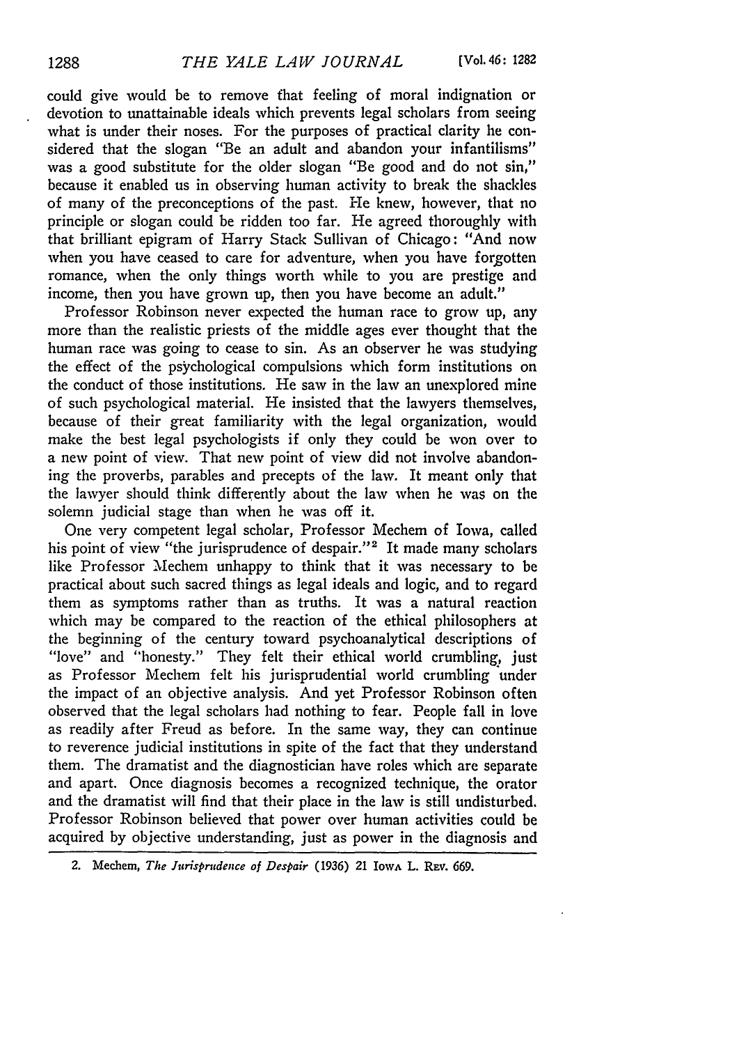could give would be to remove that feeling of moral indignation or devotion to unattainable ideals which prevents legal scholars from seeing what is under their noses. For the purposes of practical clarity he considered that the slogan "Be an adult and abandon your infantilisms" was a good substitute for the older slogan "Be good and do not sin," because it enabled us in observing human activity to break the shackles of many of the preconceptions of the past. He knew, however, that no principle or slogan could be ridden too far. He agreed thoroughly with that brilliant epigram of Harry Stack Sullivan of Chicago: "And now when you have ceased to care for adventure, when you have forgotten romance, when the only things worth while to you are prestige and income, then you have grown up, then you have become an adult."

Professor Robinson never expected the human race to grow up, any more than the realistic priests of the middle ages ever thought that the human race was going to cease to sin. As an observer he was studying the effect of the psychological compulsions which form institutions on the conduct of those institutions. He saw in the law an unexplored mine of such psychological material. He insisted that the lawyers themselves, because of their great familiarity with the legal organization, would make the best legal psychologists if only they could be won over to a new point of view. That new point of view did not involve abandoning the proverbs, parables and precepts of the law. It meant only that the lawyer should think differently about the law when he was on the solemn judicial stage than when he was off it.

One very competent legal scholar, Professor Mechem of Iowa, called his point of view "the jurisprudence of despair."[2] It made many scholars like Professor Mechem unhappy to think that it was necessary to be practical about such sacred things as legal ideals and logic, and to regard them as symptoms rather than as truths. It was a natural reaction which may be compared to the reaction of the ethical philosophers at the beginning of the century toward psychoanalytical descriptions of "love" and "honesty." They felt their ethical world crumbling, just as Professor Mechem felt his jurisprudential world crumbling under the impact of an objective analysis. And yet Professor Robinson often observed that the legal scholars had nothing to fear. People fall in love as readily after Freud as before. In the same way, they can continue to reverence judicial institutions in spite of the fact that they understand them. The dramatist and the diagnostician have roles which are separate and apart. Once diagnosis becomes a recognized technique, the orator and the dramatist will find that their place in the law is still undisturbed. Professor Robinson believed that power over human activities could be acquired by objective understanding, just as power in the diagnosis and

2. Mechem, *The Jurisprudence of Despair* (1936) 21 Iowa L. Rev. 669.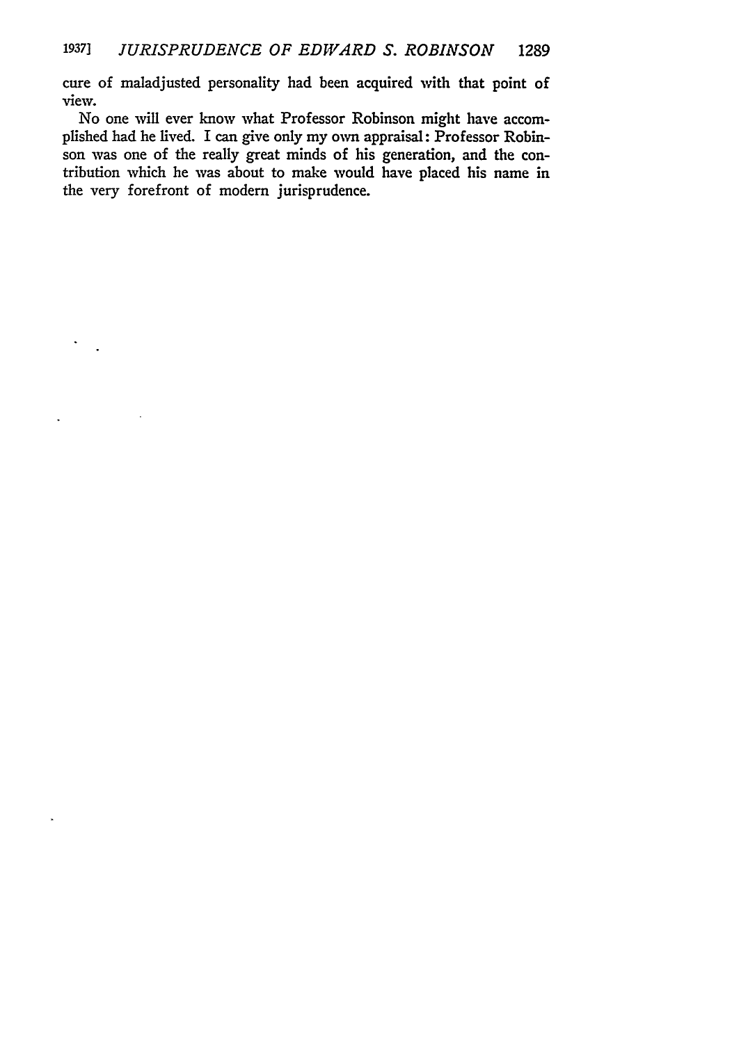cure of maladjusted personality had been acquired with that point of view.

No one will ever know what Professor Robinson might have accomplished had he lived. I can give only my own appraisal: Professor Robinson was one of the really great minds of his generation, and the contribution which he was about to make would have placed his name in the very forefront of modern jurisprudence.